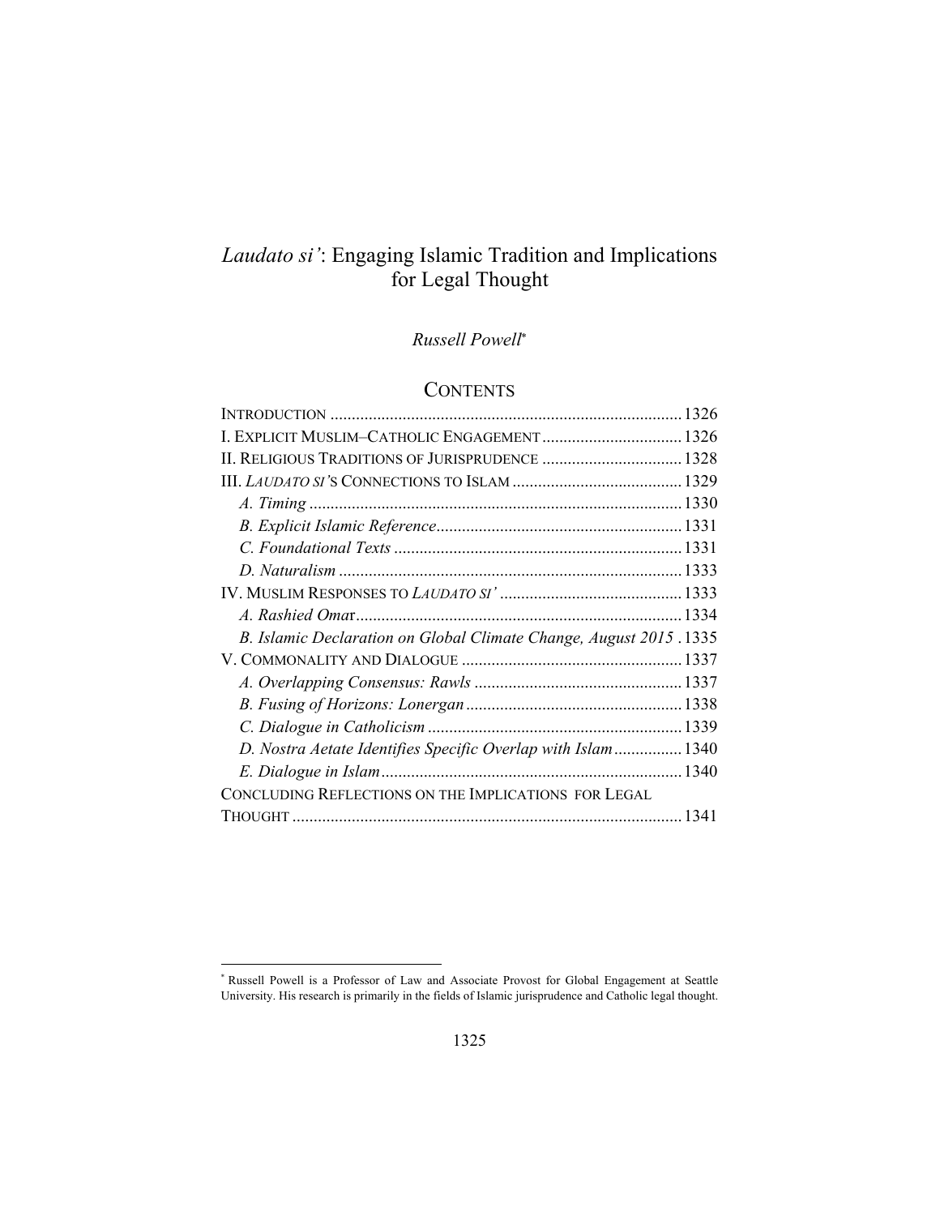# *Laudato si'*: Engaging Islamic Tradition and Implications for Legal Thought

*Russell Powell*[*]

## CONTENTS

INTRODUCTION .................................................................................. 1326
I. EXPLICIT MUSLIM–CATHOLIC ENGAGEMENT ................................. 1326
II. RELIGIOUS TRADITIONS OF JURISPRUDENCE ................................. 1328
III. *LAUDATO SI'*'S CONNECTIONS TO ISLAM ........................................ 1329
  *A. Timing* ....................................................................................... 1330
  *B. Explicit Islamic Reference* .......................................................... 1331
  *C. Foundational Texts* .................................................................... 1331
  *D. Naturalism* ................................................................................. 1333
IV. MUSLIM RESPONSES TO *LAUDATO SI'* ........................................... 1333
  *A. Rashied Omar* ............................................................................ 1334
  *B. Islamic Declaration on Global Climate Change, August 2015* . 1335
V. COMMONALITY AND DIALOGUE .................................................... 1337
  *A. Overlapping Consensus: Rawls* ................................................. 1337
  *B. Fusing of Horizons: Lonergan* ................................................... 1338
  *C. Dialogue in Catholicism* ............................................................ 1339
  *D. Nostra Aetate Identifies Specific Overlap with Islam* ................ 1340
  *E. Dialogue in Islam* ....................................................................... 1340
CONCLUDING REFLECTIONS ON THE IMPLICATIONS FOR LEGAL THOUGHT ........................................................................................... 1341

---

[*] Russell Powell is a Professor of Law and Associate Provost for Global Engagement at Seattle University. His research is primarily in the fields of Islamic jurisprudence and Catholic legal thought.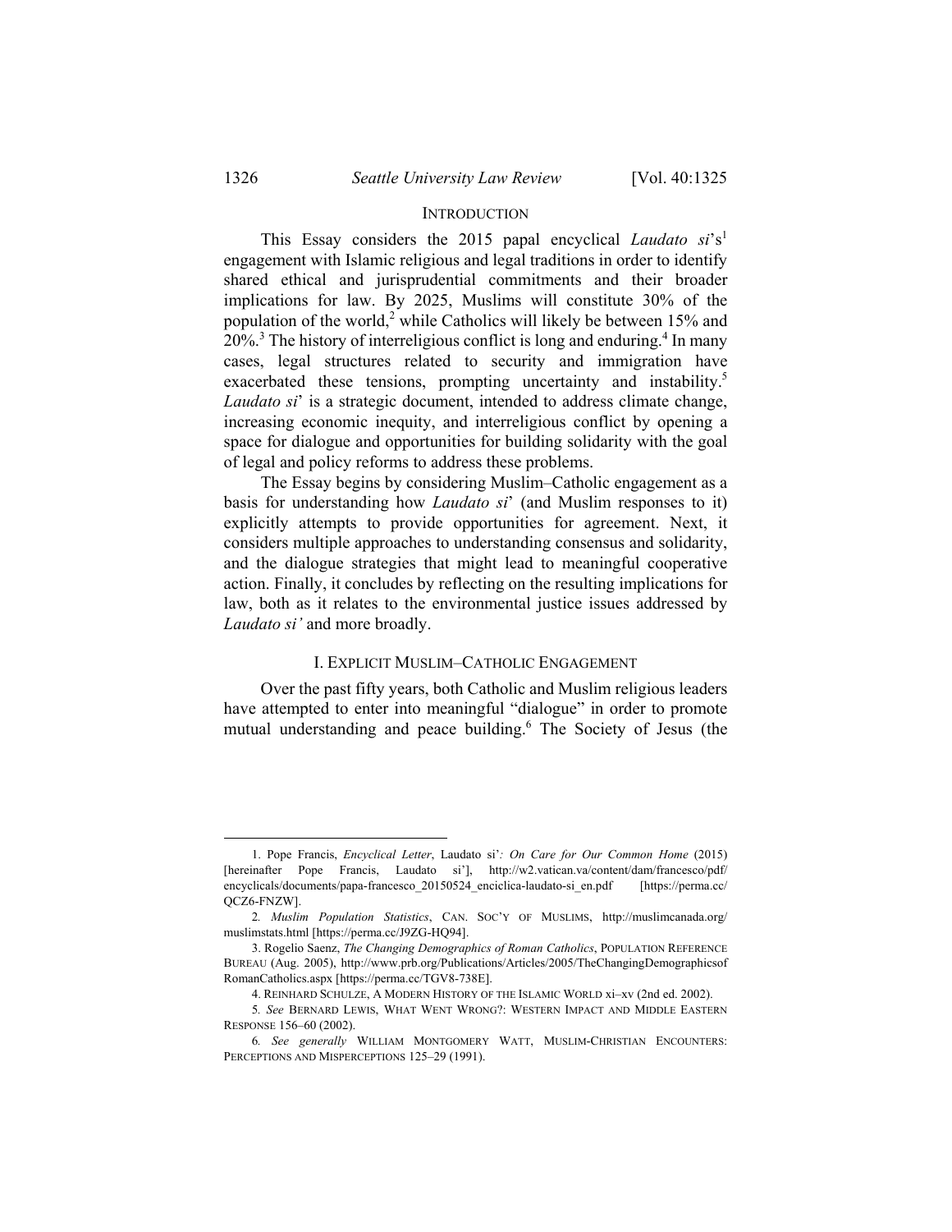## INTRODUCTION

This Essay considers the 2015 papal encyclical *Laudato si*'s[1] engagement with Islamic religious and legal traditions in order to identify shared ethical and jurisprudential commitments and their broader implications for law. By 2025, Muslims will constitute 30% of the population of the world,[2] while Catholics will likely be between 15% and 20%.[3] The history of interreligious conflict is long and enduring.[4] In many cases, legal structures related to security and immigration have exacerbated these tensions, prompting uncertainty and instability.[5] *Laudato si*' is a strategic document, intended to address climate change, increasing economic inequity, and interreligious conflict by opening a space for dialogue and opportunities for building solidarity with the goal of legal and policy reforms to address these problems.

The Essay begins by considering Muslim–Catholic engagement as a basis for understanding how *Laudato si*' (and Muslim responses to it) explicitly attempts to provide opportunities for agreement. Next, it considers multiple approaches to understanding consensus and solidarity, and the dialogue strategies that might lead to meaningful cooperative action. Finally, it concludes by reflecting on the resulting implications for law, both as it relates to the environmental justice issues addressed by *Laudato si'* and more broadly.

## I. EXPLICIT MUSLIM–CATHOLIC ENGAGEMENT

Over the past fifty years, both Catholic and Muslim religious leaders have attempted to enter into meaningful "dialogue" in order to promote mutual understanding and peace building.[6] The Society of Jesus (the

---

1. Pope Francis, *Encyclical Letter*, Laudato si'*: On Care for Our Common Home* (2015) [hereinafter Pope Francis, Laudato si'], http://w2.vatican.va/content/dam/francesco/pdf/encyclicals/documents/papa-francesco_20150524_enciclica-laudato-si_en.pdf [https://perma.cc/QCZ6-FNZW].

2. *Muslim Population Statistics*, CAN. SOC'Y OF MUSLIMS, http://muslimcanada.org/muslimstats.html [https://perma.cc/J9ZG-HQ94].

3. Rogelio Saenz, *The Changing Demographics of Roman Catholics*, POPULATION REFERENCE BUREAU (Aug. 2005), http://www.prb.org/Publications/Articles/2005/TheChangingDemographicsofRomanCatholics.aspx [https://perma.cc/TGV8-738E].

4. REINHARD SCHULZE, A MODERN HISTORY OF THE ISLAMIC WORLD xi–xv (2nd ed. 2002).

5. *See* BERNARD LEWIS, WHAT WENT WRONG?: WESTERN IMPACT AND MIDDLE EASTERN RESPONSE 156–60 (2002).

6. *See generally* WILLIAM MONTGOMERY WATT, MUSLIM-CHRISTIAN ENCOUNTERS: PERCEPTIONS AND MISPERCEPTIONS 125–29 (1991).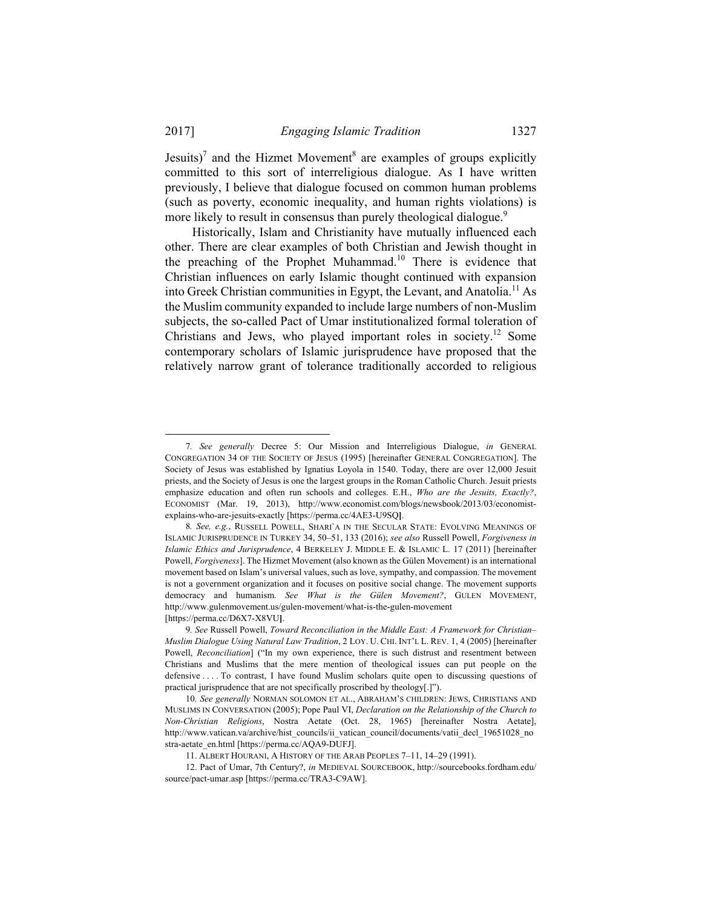Jesuits)[7] and the Hizmet Movement[8] are examples of groups explicitly committed to this sort of interreligious dialogue. As I have written previously, I believe that dialogue focused on common human problems (such as poverty, economic inequality, and human rights violations) is more likely to result in consensus than purely theological dialogue.[9]

Historically, Islam and Christianity have mutually influenced each other. There are clear examples of both Christian and Jewish thought in the preaching of the Prophet Muhammad.[10] There is evidence that Christian influences on early Islamic thought continued with expansion into Greek Christian communities in Egypt, the Levant, and Anatolia.[11] As the Muslim community expanded to include large numbers of non-Muslim subjects, the so-called Pact of Umar institutionalized formal toleration of Christians and Jews, who played important roles in society.[12] Some contemporary scholars of Islamic jurisprudence have proposed that the relatively narrow grant of tolerance traditionally accorded to religious

---

7. *See generally* Decree 5: Our Mission and Interreligious Dialogue, *in* GENERAL CONGREGATION 34 OF THE SOCIETY OF JESUS (1995) [hereinafter GENERAL CONGREGATION]. The Society of Jesus was established by Ignatius Loyola in 1540. Today, there are over 12,000 Jesuit priests, and the Society of Jesus is one the largest groups in the Roman Catholic Church. Jesuit priests emphasize education and often run schools and colleges. E.H., *Who are the Jesuits, Exactly?*, ECONOMIST (Mar. 19, 2013), http://www.economist.com/blogs/newsbook/2013/03/economist-explains-who-are-jesuits-exactly [https://perma.cc/4AE3-U9SQ].

8. *See, e.g.*, RUSSELL POWELL, SHARI`A IN THE SECULAR STATE: EVOLVING MEANINGS OF ISLAMIC JURISPRUDENCE IN TURKEY 34, 50–51, 133 (2016); *see also* Russell Powell, *Forgiveness in Islamic Ethics and Jurisprudence*, 4 BERKELEY J. MIDDLE E. & ISLAMIC L. 17 (2011) [hereinafter Powell, *Forgiveness*]. The Hizmet Movement (also known as the Gülen Movement) is an international movement based on Islam's universal values, such as love, sympathy, and compassion. The movement is not a government organization and it focuses on positive social change. The movement supports democracy and humanism. *See What is the Gülen Movement?*, GULEN MOVEMENT, http://www.gulenmovement.us/gulen-movement/what-is-the-gulen-movement [https://perma.cc/D6X7-X8VU].

9. *See* Russell Powell, *Toward Reconciliation in the Middle East: A Framework for Christian–Muslim Dialogue Using Natural Law Tradition*, 2 LOY. U. CHI. INT'L L. REV. 1, 4 (2005) [hereinafter Powell, *Reconciliation*] ("In my own experience, there is such distrust and resentment between Christians and Muslims that the mere mention of theological issues can put people on the defensive . . . . To contrast, I have found Muslim scholars quite open to discussing questions of practical jurisprudence that are not specifically proscribed by theology[.]").

10. *See generally* NORMAN SOLOMON ET AL., ABRAHAM'S CHILDREN: JEWS, CHRISTIANS AND MUSLIMS IN CONVERSATION (2005); Pope Paul VI, *Declaration on the Relationship of the Church to Non-Christian Religions*, Nostra Aetate (Oct. 28, 1965) [hereinafter Nostra Aetate], http://www.vatican.va/archive/hist_councils/ii_vatican_council/documents/vatii_decl_19651028_nostra-aetate_en.html [https://perma.cc/AQA9-DUFJ].

11. ALBERT HOURANI, A HISTORY OF THE ARAB PEOPLES 7–11, 14–29 (1991).

12. Pact of Umar, 7th Century?, *in* MEDIEVAL SOURCEBOOK, http://sourcebooks.fordham.edu/source/pact-umar.asp [https://perma.cc/TRA3-C9AW].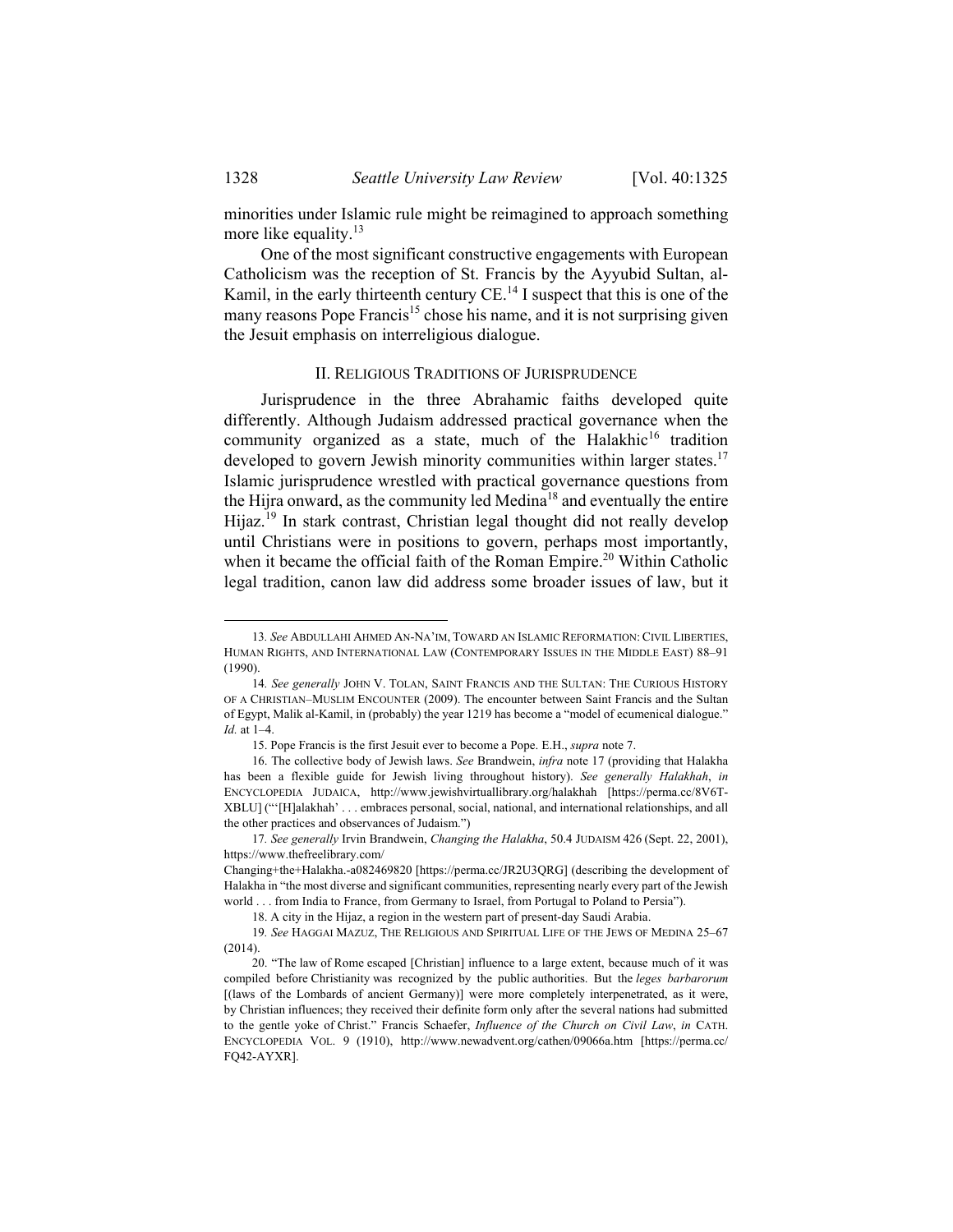minorities under Islamic rule might be reimagined to approach something more like equality.[13]

One of the most significant constructive engagements with European Catholicism was the reception of St. Francis by the Ayyubid Sultan, al-Kamil, in the early thirteenth century CE.[14] I suspect that this is one of the many reasons Pope Francis[15] chose his name, and it is not surprising given the Jesuit emphasis on interreligious dialogue.

## II. RELIGIOUS TRADITIONS OF JURISPRUDENCE

Jurisprudence in the three Abrahamic faiths developed quite differently. Although Judaism addressed practical governance when the community organized as a state, much of the Halakhic[16] tradition developed to govern Jewish minority communities within larger states.[17] Islamic jurisprudence wrestled with practical governance questions from the Hijra onward, as the community led Medina[18] and eventually the entire Hijaz.[19] In stark contrast, Christian legal thought did not really develop until Christians were in positions to govern, perhaps most importantly, when it became the official faith of the Roman Empire.[20] Within Catholic legal tradition, canon law did address some broader issues of law, but it

---

13. *See* ABDULLAHI AHMED AN-NA'IM, TOWARD AN ISLAMIC REFORMATION: CIVIL LIBERTIES, HUMAN RIGHTS, AND INTERNATIONAL LAW (CONTEMPORARY ISSUES IN THE MIDDLE EAST) 88–91 (1990).

14. *See generally* JOHN V. TOLAN, SAINT FRANCIS AND THE SULTAN: THE CURIOUS HISTORY OF A CHRISTIAN–MUSLIM ENCOUNTER (2009). The encounter between Saint Francis and the Sultan of Egypt, Malik al-Kamil, in (probably) the year 1219 has become a "model of ecumenical dialogue." *Id.* at 1–4.

15. Pope Francis is the first Jesuit ever to become a Pope. E.H., *supra* note 7.

16. The collective body of Jewish laws. *See* Brandwein, *infra* note 17 (providing that Halakha has been a flexible guide for Jewish living throughout history). *See generally Halakhah*, *in* ENCYCLOPEDIA JUDAICA, http://www.jewishvirtuallibrary.org/halakhah [https://perma.cc/8V6T-XBLU] ("'[H]alakhah' . . . embraces personal, social, national, and international relationships, and all the other practices and observances of Judaism.")

17. *See generally* Irvin Brandwein, *Changing the Halakha*, 50.4 JUDAISM 426 (Sept. 22, 2001), https://www.thefreelibrary.com/Changing+the+Halakha.-a082469820 [https://perma.cc/JR2U3QRG] (describing the development of Halakha in "the most diverse and significant communities, representing nearly every part of the Jewish world . . . from India to France, from Germany to Israel, from Portugal to Poland to Persia").

18. A city in the Hijaz, a region in the western part of present-day Saudi Arabia.

19. *See* HAGGAI MAZUZ, THE RELIGIOUS AND SPIRITUAL LIFE OF THE JEWS OF MEDINA 25–67 (2014).

20. "The law of Rome escaped [Christian] influence to a large extent, because much of it was compiled before Christianity was recognized by the public authorities. But the *leges barbarorum* [(laws of the Lombards of ancient Germany)] were more completely interpenetrated, as it were, by Christian influences; they received their definite form only after the several nations had submitted to the gentle yoke of Christ." Francis Schaefer, *Influence of the Church on Civil Law*, *in* CATH. ENCYCLOPEDIA VOL. 9 (1910), http://www.newadvent.org/cathen/09066a.htm [https://perma.cc/FQ42-AYXR].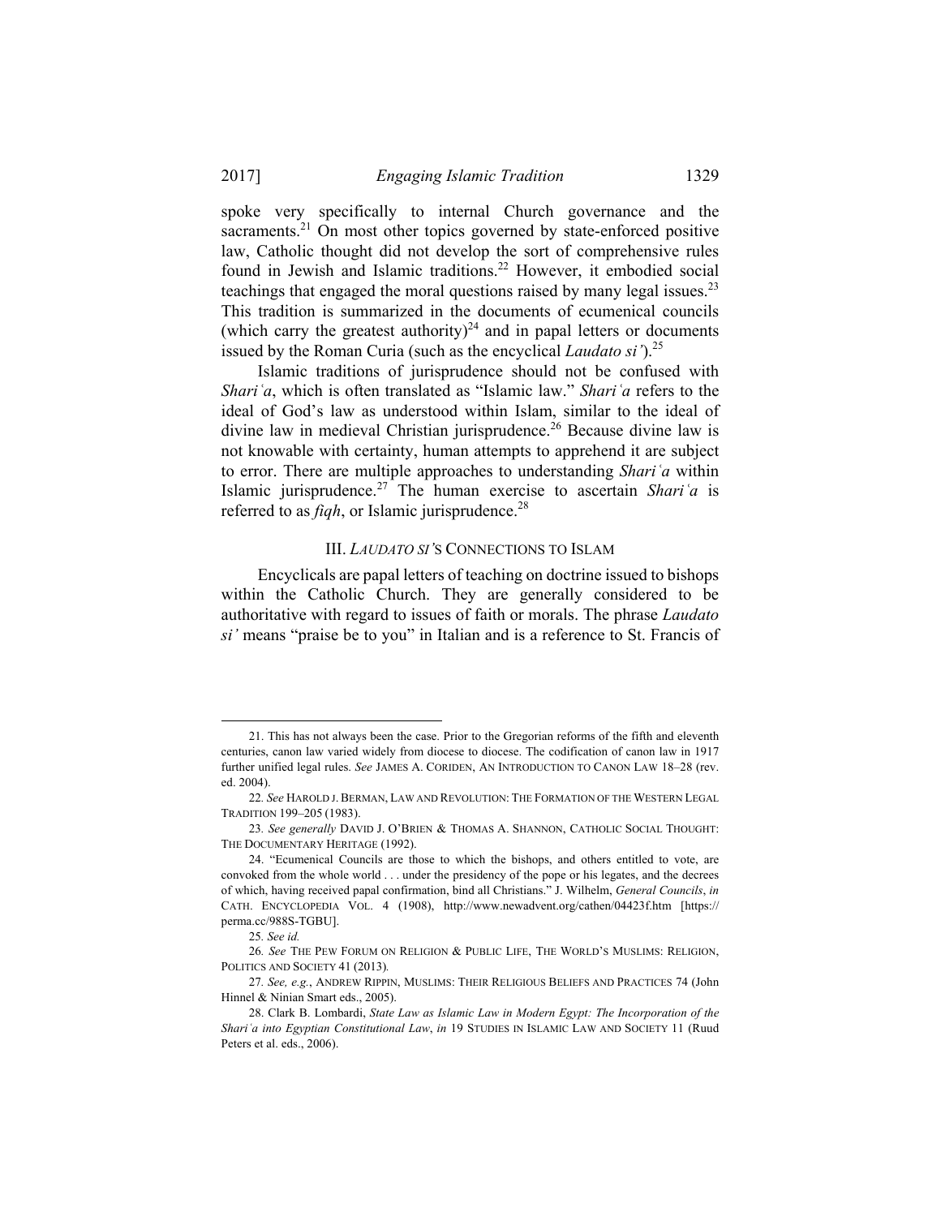spoke very specifically to internal Church governance and the sacraments.[21] On most other topics governed by state-enforced positive law, Catholic thought did not develop the sort of comprehensive rules found in Jewish and Islamic traditions.[22] However, it embodied social teachings that engaged the moral questions raised by many legal issues.[23] This tradition is summarized in the documents of ecumenical councils (which carry the greatest authority)[24] and in papal letters or documents issued by the Roman Curia (such as the encyclical *Laudato si'*).[25]

Islamic traditions of jurisprudence should not be confused with *Shariʿa*, which is often translated as "Islamic law." *Shariʿa* refers to the ideal of God's law as understood within Islam, similar to the ideal of divine law in medieval Christian jurisprudence.[26] Because divine law is not knowable with certainty, human attempts to apprehend it are subject to error. There are multiple approaches to understanding *Shariʿa* within Islamic jurisprudence.[27] The human exercise to ascertain *Shariʿa* is referred to as *fiqh*, or Islamic jurisprudence.[28]

## III. *LAUDATO SI'*S CONNECTIONS TO ISLAM

Encyclicals are papal letters of teaching on doctrine issued to bishops within the Catholic Church. They are generally considered to be authoritative with regard to issues of faith or morals. The phrase *Laudato si'* means "praise be to you" in Italian and is a reference to St. Francis of

---

21. This has not always been the case. Prior to the Gregorian reforms of the fifth and eleventh centuries, canon law varied widely from diocese to diocese. The codification of canon law in 1917 further unified legal rules. *See* JAMES A. CORIDEN, AN INTRODUCTION TO CANON LAW 18–28 (rev. ed. 2004).

22. *See* HAROLD J. BERMAN, LAW AND REVOLUTION: THE FORMATION OF THE WESTERN LEGAL TRADITION 199–205 (1983).

23. *See generally* DAVID J. O'BRIEN & THOMAS A. SHANNON, CATHOLIC SOCIAL THOUGHT: THE DOCUMENTARY HERITAGE (1992).

24. "Ecumenical Councils are those to which the bishops, and others entitled to vote, are convoked from the whole world . . . under the presidency of the pope or his legates, and the decrees of which, having received papal confirmation, bind all Christians." J. Wilhelm, *General Councils*, *in* CATH. ENCYCLOPEDIA VOL. 4 (1908), http://www.newadvent.org/cathen/04423f.htm [https://perma.cc/988S-TGBU].

25. *See id.*

26. *See* THE PEW FORUM ON RELIGION & PUBLIC LIFE, THE WORLD'S MUSLIMS: RELIGION, POLITICS AND SOCIETY 41 (2013).

27. *See, e.g.*, ANDREW RIPPIN, MUSLIMS: THEIR RELIGIOUS BELIEFS AND PRACTICES 74 (John Hinnel & Ninian Smart eds., 2005).

28. Clark B. Lombardi, *State Law as Islamic Law in Modern Egypt: The Incorporation of the Shariʿa into Egyptian Constitutional Law*, *in* 19 STUDIES IN ISLAMIC LAW AND SOCIETY 11 (Ruud Peters et al. eds., 2006).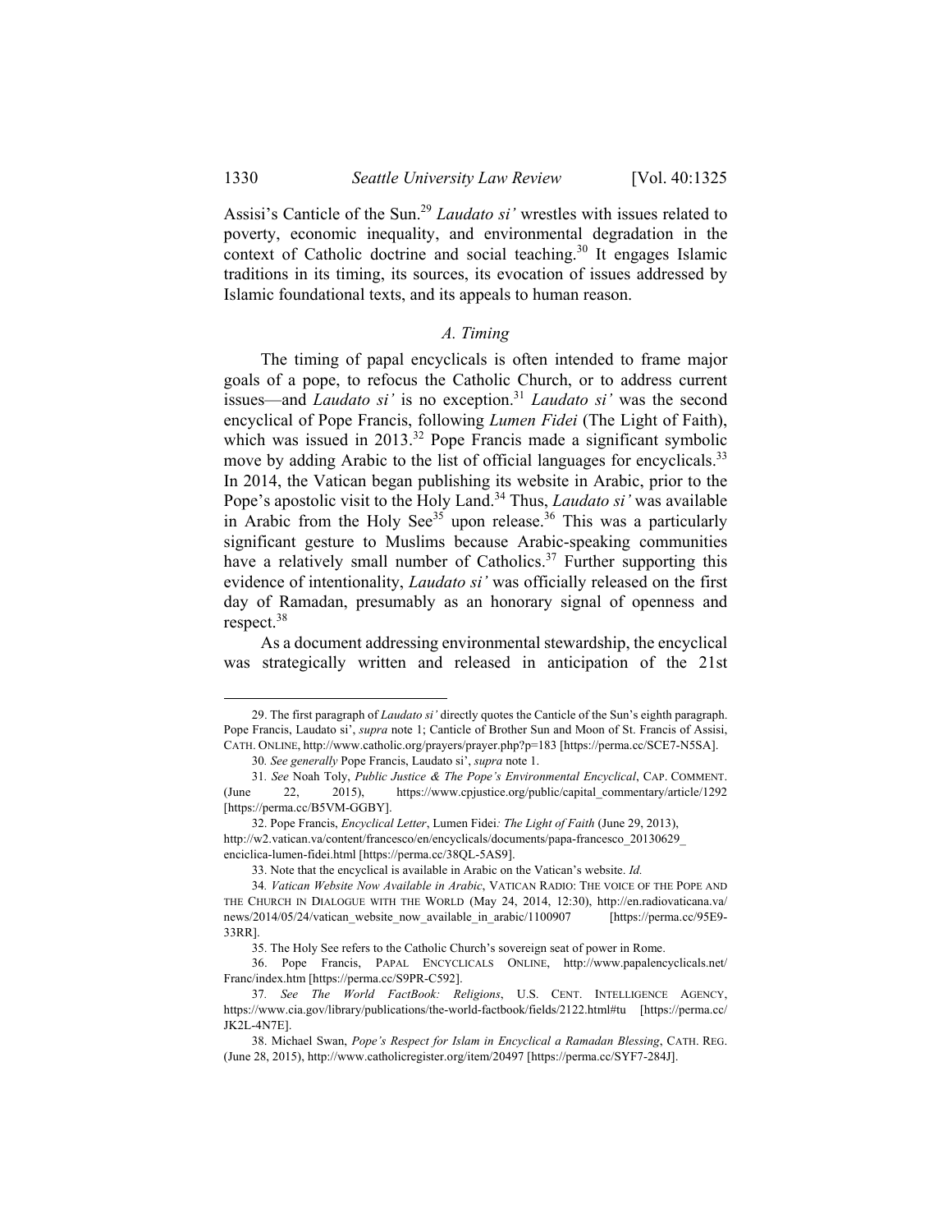Assisi's Canticle of the Sun.[29] *Laudato si'* wrestles with issues related to poverty, economic inequality, and environmental degradation in the context of Catholic doctrine and social teaching.[30] It engages Islamic traditions in its timing, its sources, its evocation of issues addressed by Islamic foundational texts, and its appeals to human reason.

### *A. Timing*

The timing of papal encyclicals is often intended to frame major goals of a pope, to refocus the Catholic Church, or to address current issues—and *Laudato si'* is no exception.[31] *Laudato si'* was the second encyclical of Pope Francis, following *Lumen Fidei* (The Light of Faith), which was issued in 2013.[32] Pope Francis made a significant symbolic move by adding Arabic to the list of official languages for encyclicals.[33] In 2014, the Vatican began publishing its website in Arabic, prior to the Pope's apostolic visit to the Holy Land.[34] Thus, *Laudato si'* was available in Arabic from the Holy See[35] upon release.[36] This was a particularly significant gesture to Muslims because Arabic-speaking communities have a relatively small number of Catholics.[37] Further supporting this evidence of intentionality, *Laudato si'* was officially released on the first day of Ramadan, presumably as an honorary signal of openness and respect.[38]

As a document addressing environmental stewardship, the encyclical was strategically written and released in anticipation of the 21st

---

29. The first paragraph of *Laudato si'* directly quotes the Canticle of the Sun's eighth paragraph. Pope Francis, Laudato si', *supra* note 1; Canticle of Brother Sun and Moon of St. Francis of Assisi, CATH. ONLINE, http://www.catholic.org/prayers/prayer.php?p=183 [https://perma.cc/SCE7-N5SA].

30. *See generally* Pope Francis, Laudato si', *supra* note 1.

31. *See* Noah Toly, *Public Justice & The Pope's Environmental Encyclical*, CAP. COMMENT. (June 22, 2015), https://www.cpjustice.org/public/capital_commentary/article/1292 [https://perma.cc/B5VM-GGBY].

32. Pope Francis, *Encyclical Letter*, Lumen Fidei*: The Light of Faith* (June 29, 2013), http://w2.vatican.va/content/francesco/en/encyclicals/documents/papa-francesco_20130629_enciclica-lumen-fidei.html [https://perma.cc/38QL-5AS9].

33. Note that the encyclical is available in Arabic on the Vatican's website. *Id.*

34. *Vatican Website Now Available in Arabic*, VATICAN RADIO: THE VOICE OF THE POPE AND THE CHURCH IN DIALOGUE WITH THE WORLD (May 24, 2014, 12:30), http://en.radiovaticana.va/news/2014/05/24/vatican_website_now_available_in_arabic/1100907 [https://perma.cc/95E9-33RR].

35. The Holy See refers to the Catholic Church's sovereign seat of power in Rome.

36. Pope Francis, PAPAL ENCYCLICALS ONLINE, http://www.papalencyclicals.net/Franc/index.htm [https://perma.cc/S9PR-C592].

37. *See The World FactBook: Religions*, U.S. CENT. INTELLIGENCE AGENCY, https://www.cia.gov/library/publications/the-world-factbook/fields/2122.html#tu [https://perma.cc/JK2L-4N7E].

38. Michael Swan, *Pope's Respect for Islam in Encyclical a Ramadan Blessing*, CATH. REG. (June 28, 2015), http://www.catholicregister.org/item/20497 [https://perma.cc/SYF7-284J].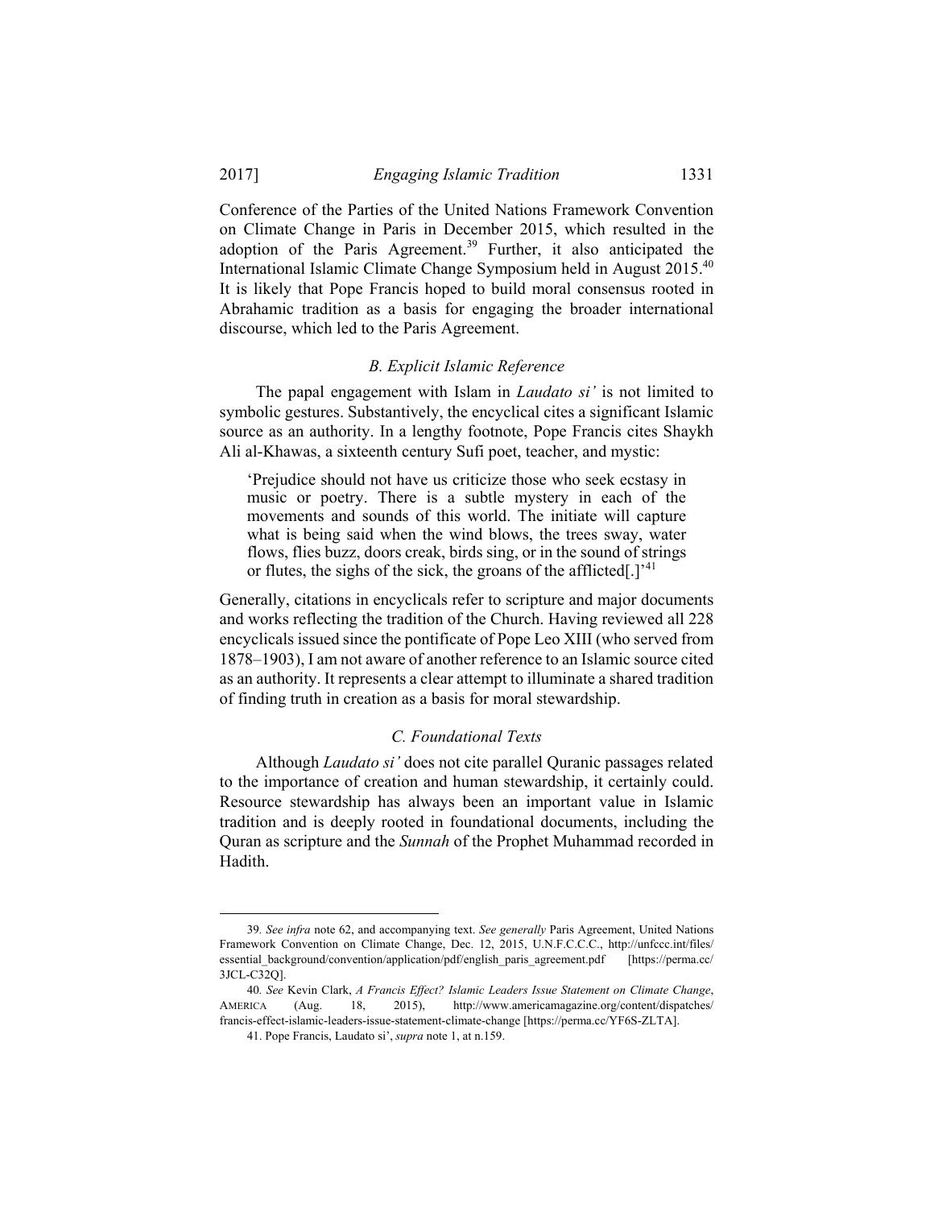Conference of the Parties of the United Nations Framework Convention on Climate Change in Paris in December 2015, which resulted in the adoption of the Paris Agreement.[39] Further, it also anticipated the International Islamic Climate Change Symposium held in August 2015.[40] It is likely that Pope Francis hoped to build moral consensus rooted in Abrahamic tradition as a basis for engaging the broader international discourse, which led to the Paris Agreement.

### *B. Explicit Islamic Reference*

The papal engagement with Islam in *Laudato si'* is not limited to symbolic gestures. Substantively, the encyclical cites a significant Islamic source as an authority. In a lengthy footnote, Pope Francis cites Shaykh Ali al-Khawas, a sixteenth century Sufi poet, teacher, and mystic:

> 'Prejudice should not have us criticize those who seek ecstasy in music or poetry. There is a subtle mystery in each of the movements and sounds of this world. The initiate will capture what is being said when the wind blows, the trees sway, water flows, flies buzz, doors creak, birds sing, or in the sound of strings or flutes, the sighs of the sick, the groans of the afflicted[.]'[41]

Generally, citations in encyclicals refer to scripture and major documents and works reflecting the tradition of the Church. Having reviewed all 228 encyclicals issued since the pontificate of Pope Leo XIII (who served from 1878–1903), I am not aware of another reference to an Islamic source cited as an authority. It represents a clear attempt to illuminate a shared tradition of finding truth in creation as a basis for moral stewardship.

### *C. Foundational Texts*

Although *Laudato si'* does not cite parallel Quranic passages related to the importance of creation and human stewardship, it certainly could. Resource stewardship has always been an important value in Islamic tradition and is deeply rooted in foundational documents, including the Quran as scripture and the *Sunnah* of the Prophet Muhammad recorded in Hadith.

---

39. *See infra* note 62, and accompanying text. *See generally* Paris Agreement, United Nations Framework Convention on Climate Change, Dec. 12, 2015, U.N.F.C.C.C., http://unfccc.int/files/essential_background/convention/application/pdf/english_paris_agreement.pdf [https://perma.cc/3JCL-C32Q].

40. *See* Kevin Clark, *A Francis Effect? Islamic Leaders Issue Statement on Climate Change*, AMERICA (Aug. 18, 2015), http://www.americamagazine.org/content/dispatches/francis-effect-islamic-leaders-issue-statement-climate-change [https://perma.cc/YF6S-ZLTA].

41. Pope Francis, Laudato si', *supra* note 1, at n.159.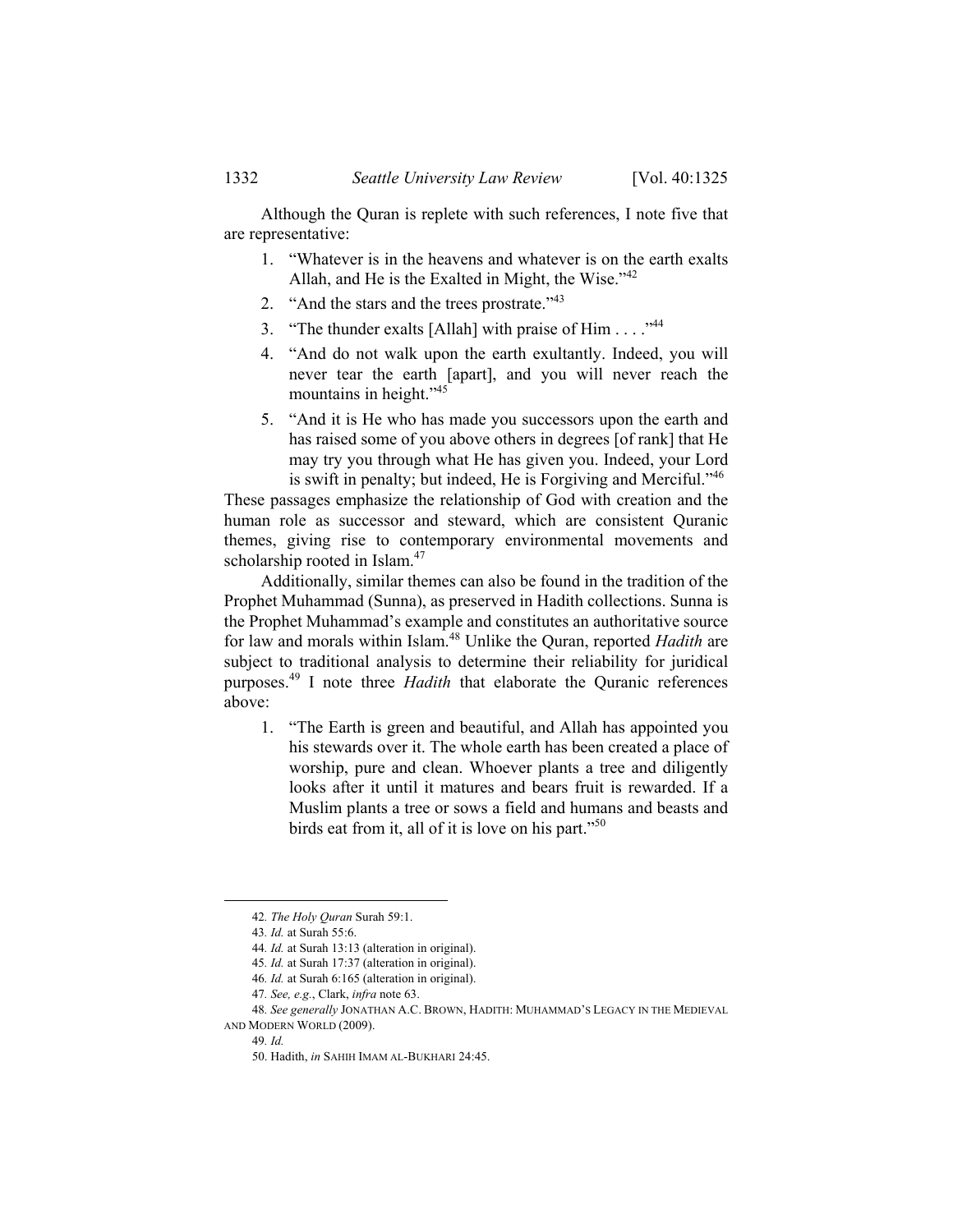Although the Quran is replete with such references, I note five that are representative:

1. "Whatever is in the heavens and whatever is on the earth exalts Allah, and He is the Exalted in Might, the Wise."[42]
2. "And the stars and the trees prostrate."[43]
3. "The thunder exalts [Allah] with praise of Him . . . ."[44]
4. "And do not walk upon the earth exultantly. Indeed, you will never tear the earth [apart], and you will never reach the mountains in height."[45]
5. "And it is He who has made you successors upon the earth and has raised some of you above others in degrees [of rank] that He may try you through what He has given you. Indeed, your Lord is swift in penalty; but indeed, He is Forgiving and Merciful."[46]

These passages emphasize the relationship of God with creation and the human role as successor and steward, which are consistent Quranic themes, giving rise to contemporary environmental movements and scholarship rooted in Islam.[47]

Additionally, similar themes can also be found in the tradition of the Prophet Muhammad (Sunna), as preserved in Hadith collections. Sunna is the Prophet Muhammad's example and constitutes an authoritative source for law and morals within Islam.[48] Unlike the Quran, reported *Hadith* are subject to traditional analysis to determine their reliability for juridical purposes.[49] I note three *Hadith* that elaborate the Quranic references above:

1. "The Earth is green and beautiful, and Allah has appointed you his stewards over it. The whole earth has been created a place of worship, pure and clean. Whoever plants a tree and diligently looks after it until it matures and bears fruit is rewarded. If a Muslim plants a tree or sows a field and humans and beasts and birds eat from it, all of it is love on his part."[50]

---

42. *The Holy Quran* Surah 59:1.

43. *Id.* at Surah 55:6.

44. *Id.* at Surah 13:13 (alteration in original).

45. *Id.* at Surah 17:37 (alteration in original).

46. *Id.* at Surah 6:165 (alteration in original).

47. *See, e.g.*, Clark, *infra* note 63.

48. *See generally* JONATHAN A.C. BROWN, HADITH: MUHAMMAD'S LEGACY IN THE MEDIEVAL AND MODERN WORLD (2009).

49. *Id.*

50. Hadith, *in* SAHIH IMAM AL-BUKHARI 24:45.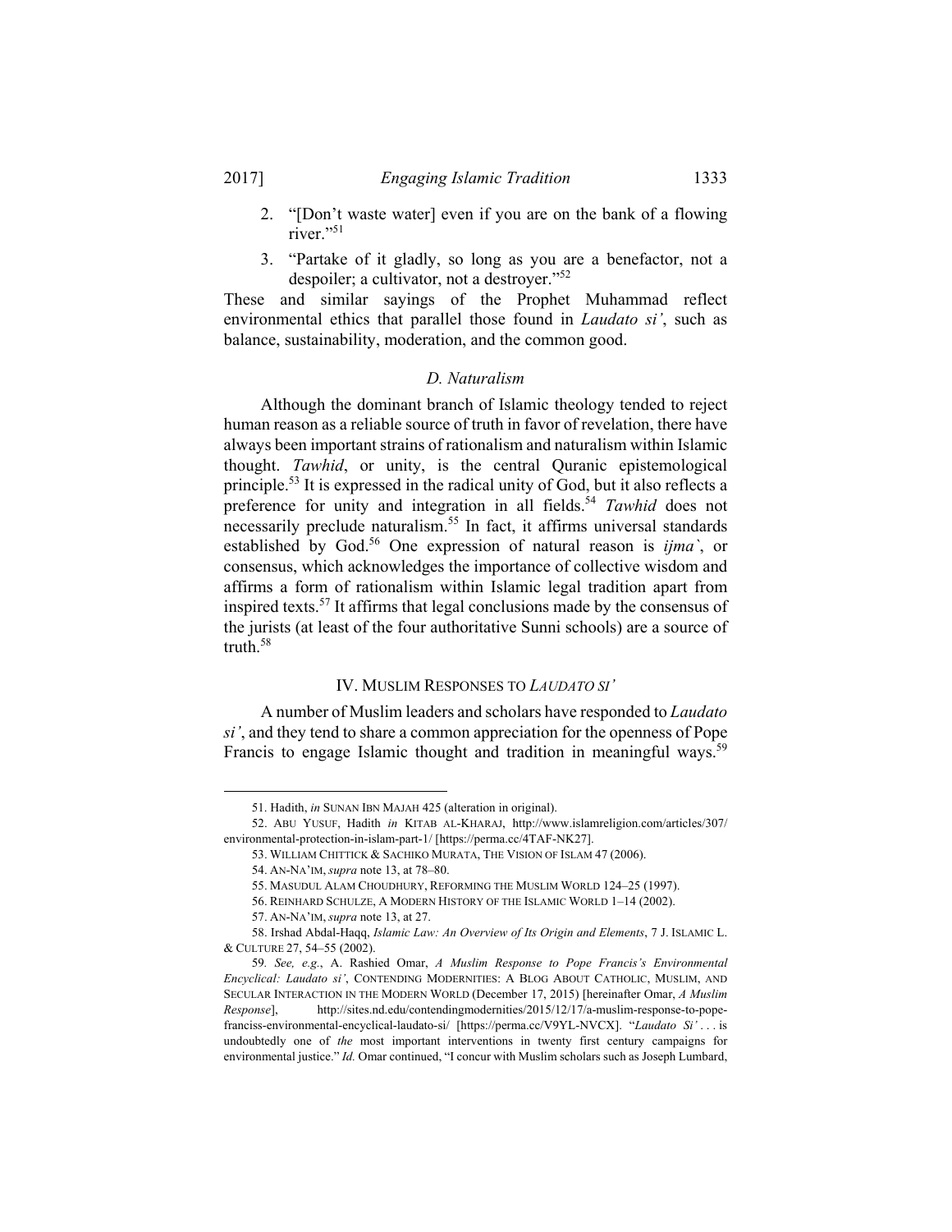2. "[Don't waste water] even if you are on the bank of a flowing river."[51]
3. "Partake of it gladly, so long as you are a benefactor, not a despoiler; a cultivator, not a destroyer."[52]

These and similar sayings of the Prophet Muhammad reflect environmental ethics that parallel those found in *Laudato si'*, such as balance, sustainability, moderation, and the common good.

### *D. Naturalism*

Although the dominant branch of Islamic theology tended to reject human reason as a reliable source of truth in favor of revelation, there have always been important strains of rationalism and naturalism within Islamic thought. *Tawhid*, or unity, is the central Quranic epistemological principle.[53] It is expressed in the radical unity of God, but it also reflects a preference for unity and integration in all fields.[54] *Tawhid* does not necessarily preclude naturalism.[55] In fact, it affirms universal standards established by God.[56] One expression of natural reason is *ijma`*, or consensus, which acknowledges the importance of collective wisdom and affirms a form of rationalism within Islamic legal tradition apart from inspired texts.[57] It affirms that legal conclusions made by the consensus of the jurists (at least of the four authoritative Sunni schools) are a source of truth.[58]

## IV. MUSLIM RESPONSES TO *LAUDATO SI'*

A number of Muslim leaders and scholars have responded to *Laudato si'*, and they tend to share a common appreciation for the openness of Pope Francis to engage Islamic thought and tradition in meaningful ways.[59]

---

51. Hadith, *in* SUNAN IBN MAJAH 425 (alteration in original).

52. ABU YUSUF, Hadith *in* KITAB AL-KHARAJ, http://www.islamreligion.com/articles/307/environmental-protection-in-islam-part-1/ [https://perma.cc/4TAF-NK27].

53. WILLIAM CHITTICK & SACHIKO MURATA, THE VISION OF ISLAM 47 (2006).

54. AN-NA'IM, *supra* note 13, at 78–80.

55. MASUDUL ALAM CHOUDHURY, REFORMING THE MUSLIM WORLD 124–25 (1997).

56. REINHARD SCHULZE, A MODERN HISTORY OF THE ISLAMIC WORLD 1–14 (2002).

57. AN-NA'IM, *supra* note 13, at 27.

58. Irshad Abdal-Haqq, *Islamic Law: An Overview of Its Origin and Elements*, 7 J. ISLAMIC L. & CULTURE 27, 54–55 (2002).

59. *See, e.g.*, A. Rashied Omar, *A Muslim Response to Pope Francis's Environmental Encyclical: Laudato si'*, CONTENDING MODERNITIES: A BLOG ABOUT CATHOLIC, MUSLIM, AND SECULAR INTERACTION IN THE MODERN WORLD (December 17, 2015) [hereinafter Omar, *A Muslim Response*], http://sites.nd.edu/contendingmodernities/2015/12/17/a-muslim-response-to-pope-franciss-environmental-encyclical-laudato-si/ [https://perma.cc/V9YL-NVCX]. "*Laudato Si'* . . . is undoubtedly one of *the* most important interventions in twenty first century campaigns for environmental justice." *Id.* Omar continued, "I concur with Muslim scholars such as Joseph Lumbard,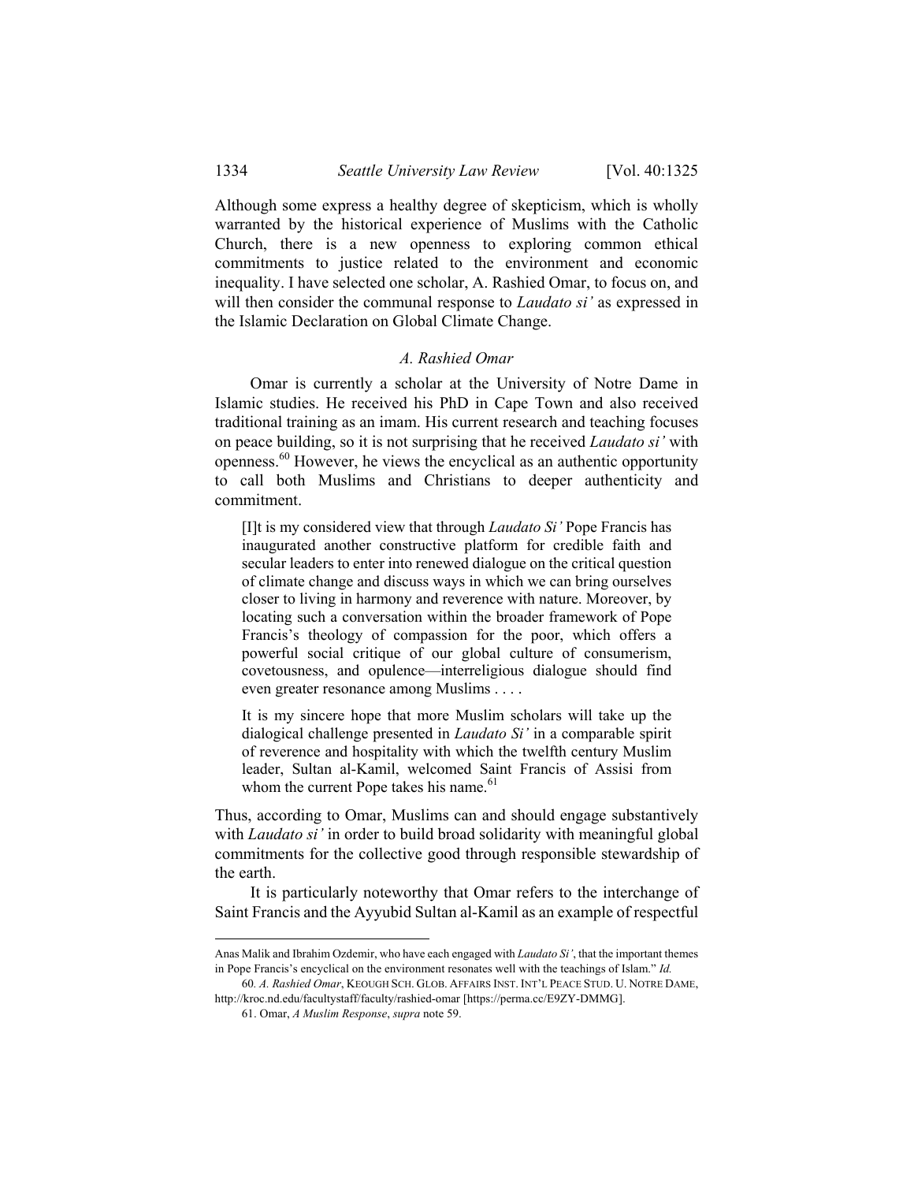Although some express a healthy degree of skepticism, which is wholly warranted by the historical experience of Muslims with the Catholic Church, there is a new openness to exploring common ethical commitments to justice related to the environment and economic inequality. I have selected one scholar, A. Rashied Omar, to focus on, and will then consider the communal response to *Laudato si'* as expressed in the Islamic Declaration on Global Climate Change.

### *A. Rashied Omar*

Omar is currently a scholar at the University of Notre Dame in Islamic studies. He received his PhD in Cape Town and also received traditional training as an imam. His current research and teaching focuses on peace building, so it is not surprising that he received *Laudato si'* with openness.[60] However, he views the encyclical as an authentic opportunity to call both Muslims and Christians to deeper authenticity and commitment.

> [I]t is my considered view that through *Laudato Si'* Pope Francis has inaugurated another constructive platform for credible faith and secular leaders to enter into renewed dialogue on the critical question of climate change and discuss ways in which we can bring ourselves closer to living in harmony and reverence with nature. Moreover, by locating such a conversation within the broader framework of Pope Francis's theology of compassion for the poor, which offers a powerful social critique of our global culture of consumerism, covetousness, and opulence—interreligious dialogue should find even greater resonance among Muslims . . . .
>
> It is my sincere hope that more Muslim scholars will take up the dialogical challenge presented in *Laudato Si'* in a comparable spirit of reverence and hospitality with which the twelfth century Muslim leader, Sultan al-Kamil, welcomed Saint Francis of Assisi from whom the current Pope takes his name.[61]

Thus, according to Omar, Muslims can and should engage substantively with *Laudato si'* in order to build broad solidarity with meaningful global commitments for the collective good through responsible stewardship of the earth.

It is particularly noteworthy that Omar refers to the interchange of Saint Francis and the Ayyubid Sultan al-Kamil as an example of respectful

---

Anas Malik and Ibrahim Ozdemir, who have each engaged with *Laudato Si'*, that the important themes in Pope Francis's encyclical on the environment resonates well with the teachings of Islam." *Id.*

60. *A. Rashied Omar*, KEOUGH SCH. GLOB. AFFAIRS INST. INT'L PEACE STUD. U. NOTRE DAME, http://kroc.nd.edu/facultystaff/faculty/rashied-omar [https://perma.cc/E9ZY-DMMG].

61. Omar, *A Muslim Response*, *supra* note 59.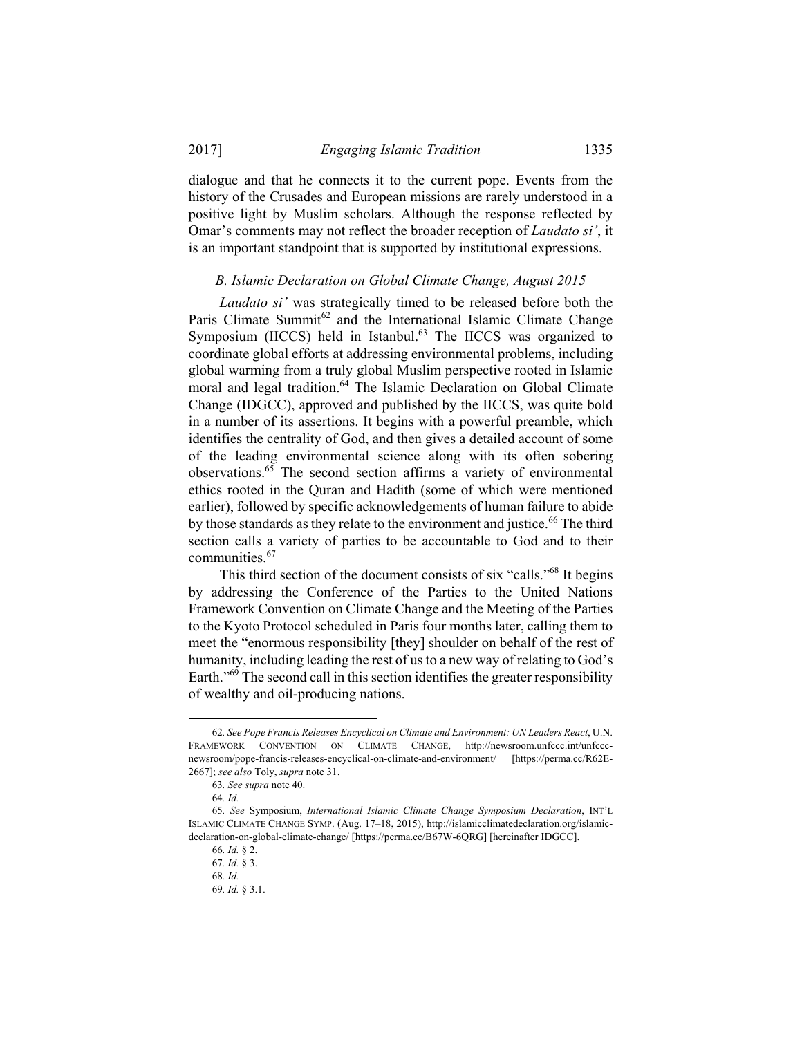dialogue and that he connects it to the current pope. Events from the history of the Crusades and European missions are rarely understood in a positive light by Muslim scholars. Although the response reflected by Omar's comments may not reflect the broader reception of *Laudato si'*, it is an important standpoint that is supported by institutional expressions.

### *B. Islamic Declaration on Global Climate Change, August 2015*

*Laudato si'* was strategically timed to be released before both the Paris Climate Summit[62] and the International Islamic Climate Change Symposium (IICCS) held in Istanbul.[63] The IICCS was organized to coordinate global efforts at addressing environmental problems, including global warming from a truly global Muslim perspective rooted in Islamic moral and legal tradition.[64] The Islamic Declaration on Global Climate Change (IDGCC), approved and published by the IICCS, was quite bold in a number of its assertions. It begins with a powerful preamble, which identifies the centrality of God, and then gives a detailed account of some of the leading environmental science along with its often sobering observations.[65] The second section affirms a variety of environmental ethics rooted in the Quran and Hadith (some of which were mentioned earlier), followed by specific acknowledgements of human failure to abide by those standards as they relate to the environment and justice.[66] The third section calls a variety of parties to be accountable to God and to their communities.[67]

This third section of the document consists of six "calls."[68] It begins by addressing the Conference of the Parties to the United Nations Framework Convention on Climate Change and the Meeting of the Parties to the Kyoto Protocol scheduled in Paris four months later, calling them to meet the "enormous responsibility [they] shoulder on behalf of the rest of humanity, including leading the rest of us to a new way of relating to God's Earth."[69] The second call in this section identifies the greater responsibility of wealthy and oil-producing nations.

---

62. *See Pope Francis Releases Encyclical on Climate and Environment: UN Leaders React*, U.N. FRAMEWORK CONVENTION ON CLIMATE CHANGE, http://newsroom.unfccc.int/unfccc-newsroom/pope-francis-releases-encyclical-on-climate-and-environment/ [https://perma.cc/R62E-2667]; *see also* Toly, *supra* note 31.

63. *See supra* note 40.

64. *Id.*

65. *See* Symposium, *International Islamic Climate Change Symposium Declaration*, INT'L ISLAMIC CLIMATE CHANGE SYMP. (Aug. 17–18, 2015), http://islamicclimatedeclaration.org/islamic-declaration-on-global-climate-change/ [https://perma.cc/B67W-6QRG] [hereinafter IDGCC].

66. *Id.* § 2.

67. *Id.* § 3.

68. *Id.*

69. *Id.* § 3.1.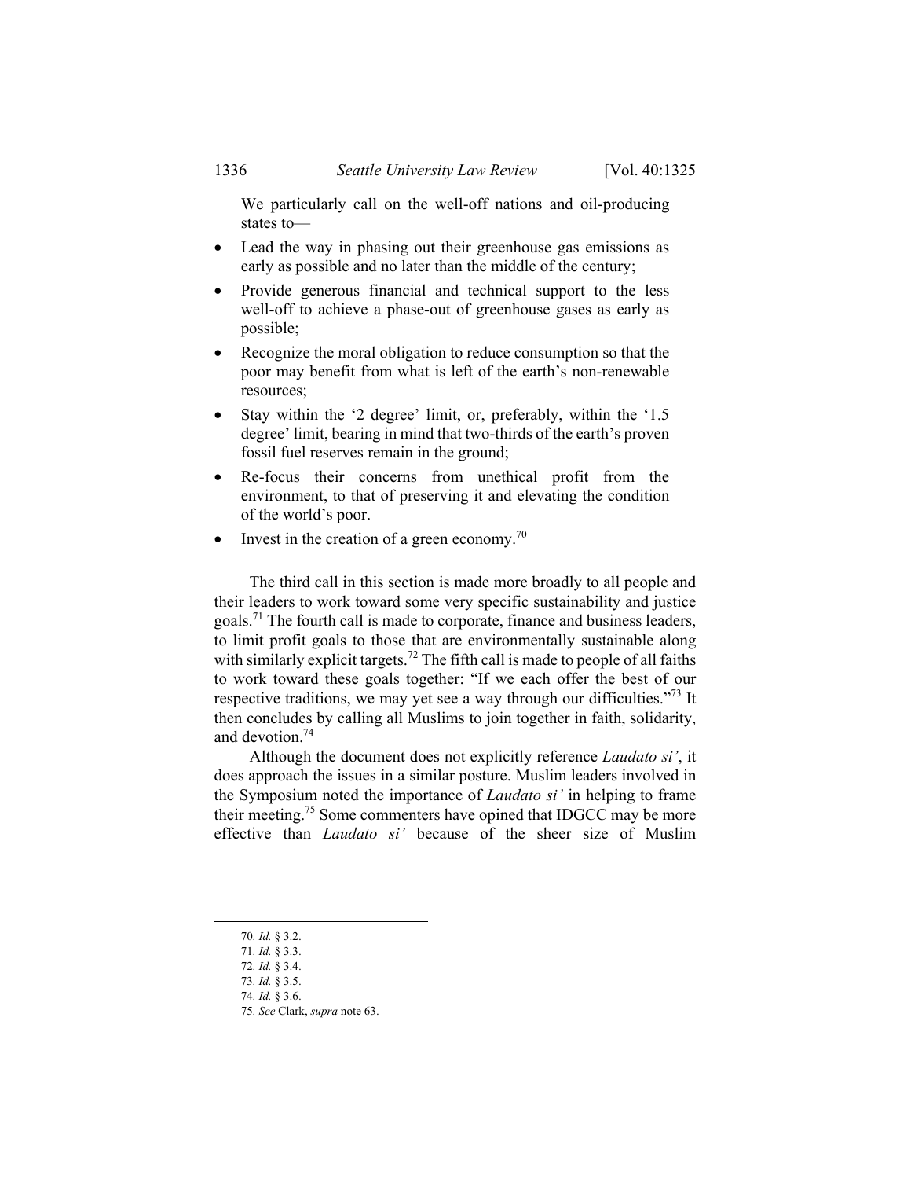> We particularly call on the well-off nations and oil-producing states to—

- Lead the way in phasing out their greenhouse gas emissions as early as possible and no later than the middle of the century;
- Provide generous financial and technical support to the less well-off to achieve a phase-out of greenhouse gases as early as possible;
- Recognize the moral obligation to reduce consumption so that the poor may benefit from what is left of the earth's non-renewable resources;
- Stay within the '2 degree' limit, or, preferably, within the '1.5 degree' limit, bearing in mind that two-thirds of the earth's proven fossil fuel reserves remain in the ground;
- Re-focus their concerns from unethical profit from the environment, to that of preserving it and elevating the condition of the world's poor.
- Invest in the creation of a green economy.[70]

The third call in this section is made more broadly to all people and their leaders to work toward some very specific sustainability and justice goals.[71] The fourth call is made to corporate, finance and business leaders, to limit profit goals to those that are environmentally sustainable along with similarly explicit targets.[72] The fifth call is made to people of all faiths to work toward these goals together: "If we each offer the best of our respective traditions, we may yet see a way through our difficulties."[73] It then concludes by calling all Muslims to join together in faith, solidarity, and devotion.[74]

Although the document does not explicitly reference *Laudato si'*, it does approach the issues in a similar posture. Muslim leaders involved in the Symposium noted the importance of *Laudato si'* in helping to frame their meeting.[75] Some commenters have opined that IDGCC may be more effective than *Laudato si'* because of the sheer size of Muslim

---

70. *Id.* § 3.2.
71. *Id.* § 3.3.
72. *Id.* § 3.4.
73. *Id.* § 3.5.
74. *Id.* § 3.6.
75. *See* Clark, *supra* note 63.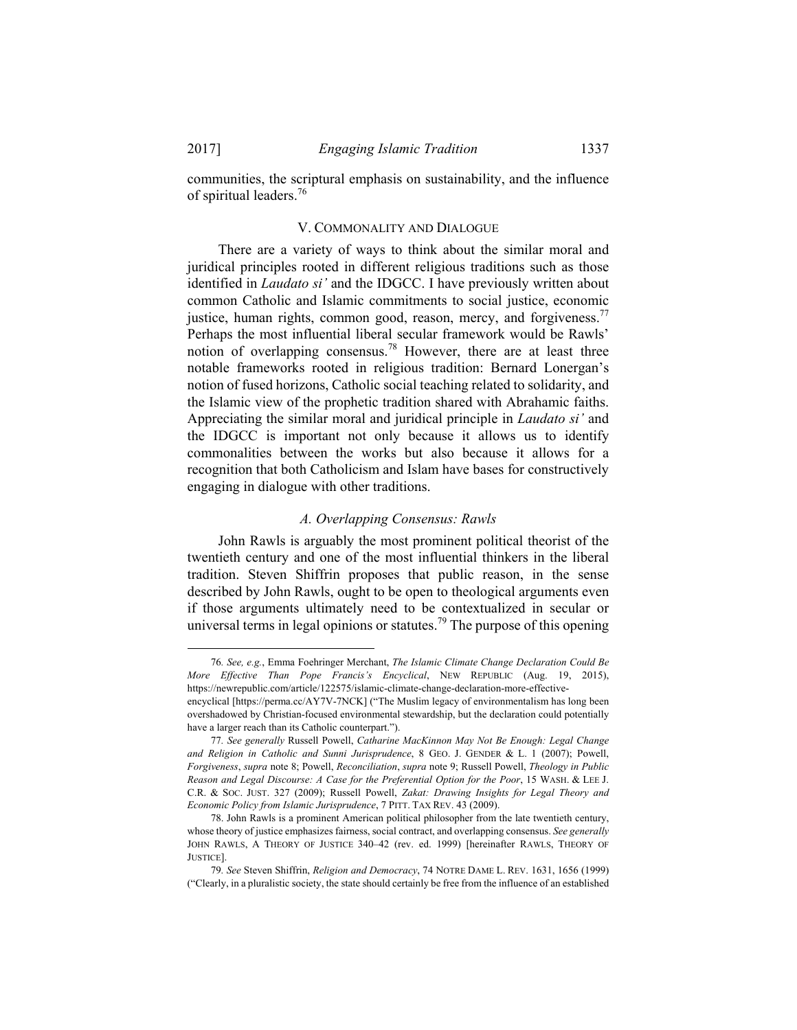communities, the scriptural emphasis on sustainability, and the influence of spiritual leaders.[76]

## V. COMMONALITY AND DIALOGUE

There are a variety of ways to think about the similar moral and juridical principles rooted in different religious traditions such as those identified in *Laudato si'* and the IDGCC. I have previously written about common Catholic and Islamic commitments to social justice, economic justice, human rights, common good, reason, mercy, and forgiveness.[77] Perhaps the most influential liberal secular framework would be Rawls' notion of overlapping consensus.[78] However, there are at least three notable frameworks rooted in religious tradition: Bernard Lonergan's notion of fused horizons, Catholic social teaching related to solidarity, and the Islamic view of the prophetic tradition shared with Abrahamic faiths. Appreciating the similar moral and juridical principle in *Laudato si'* and the IDGCC is important not only because it allows us to identify commonalities between the works but also because it allows for a recognition that both Catholicism and Islam have bases for constructively engaging in dialogue with other traditions.

### *A. Overlapping Consensus: Rawls*

John Rawls is arguably the most prominent political theorist of the twentieth century and one of the most influential thinkers in the liberal tradition. Steven Shiffrin proposes that public reason, in the sense described by John Rawls, ought to be open to theological arguments even if those arguments ultimately need to be contextualized in secular or universal terms in legal opinions or statutes.[79] The purpose of this opening

---

76. *See, e.g.*, Emma Foehringer Merchant, *The Islamic Climate Change Declaration Could Be More Effective Than Pope Francis's Encyclical*, NEW REPUBLIC (Aug. 19, 2015), https://newrepublic.com/article/122575/islamic-climate-change-declaration-more-effective-encyclical [https://perma.cc/AY7V-7NCK] ("The Muslim legacy of environmentalism has long been overshadowed by Christian-focused environmental stewardship, but the declaration could potentially have a larger reach than its Catholic counterpart.").

77. *See generally* Russell Powell, *Catharine MacKinnon May Not Be Enough: Legal Change and Religion in Catholic and Sunni Jurisprudence*, 8 GEO. J. GENDER & L. 1 (2007); Powell, *Forgiveness*, *supra* note 8; Powell, *Reconciliation*, *supra* note 9; Russell Powell, *Theology in Public Reason and Legal Discourse: A Case for the Preferential Option for the Poor*, 15 WASH. & LEE J. C.R. & SOC. JUST. 327 (2009); Russell Powell, *Zakat: Drawing Insights for Legal Theory and Economic Policy from Islamic Jurisprudence*, 7 PITT. TAX REV. 43 (2009).

78. John Rawls is a prominent American political philosopher from the late twentieth century, whose theory of justice emphasizes fairness, social contract, and overlapping consensus. *See generally* JOHN RAWLS, A THEORY OF JUSTICE 340–42 (rev. ed. 1999) [hereinafter RAWLS, THEORY OF JUSTICE].

79. *See* Steven Shiffrin, *Religion and Democracy*, 74 NOTRE DAME L. REV. 1631, 1656 (1999) ("Clearly, in a pluralistic society, the state should certainly be free from the influence of an established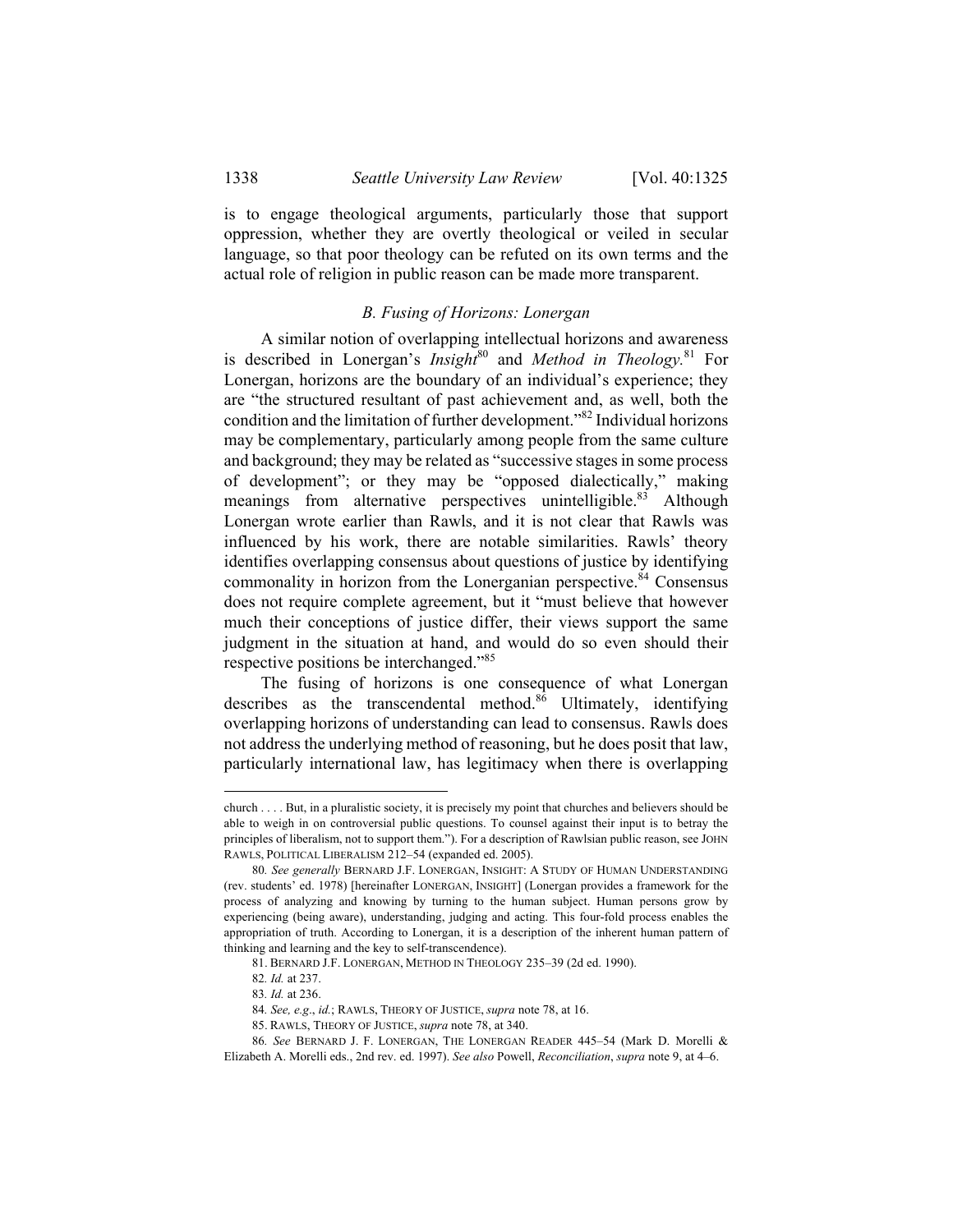is to engage theological arguments, particularly those that support oppression, whether they are overtly theological or veiled in secular language, so that poor theology can be refuted on its own terms and the actual role of religion in public reason can be made more transparent.

### *B. Fusing of Horizons: Lonergan*

A similar notion of overlapping intellectual horizons and awareness is described in Lonergan's *Insight*[80] and *Method in Theology.*[81] For Lonergan, horizons are the boundary of an individual's experience; they are "the structured resultant of past achievement and, as well, both the condition and the limitation of further development."[82] Individual horizons may be complementary, particularly among people from the same culture and background; they may be related as "successive stages in some process of development"; or they may be "opposed dialectically," making meanings from alternative perspectives unintelligible.[83] Although Lonergan wrote earlier than Rawls, and it is not clear that Rawls was influenced by his work, there are notable similarities. Rawls' theory identifies overlapping consensus about questions of justice by identifying commonality in horizon from the Lonerganian perspective.[84] Consensus does not require complete agreement, but it "must believe that however much their conceptions of justice differ, their views support the same judgment in the situation at hand, and would do so even should their respective positions be interchanged."[85]

The fusing of horizons is one consequence of what Lonergan describes as the transcendental method.[86] Ultimately, identifying overlapping horizons of understanding can lead to consensus. Rawls does not address the underlying method of reasoning, but he does posit that law, particularly international law, has legitimacy when there is overlapping

---

church . . . . But, in a pluralistic society, it is precisely my point that churches and believers should be able to weigh in on controversial public questions. To counsel against their input is to betray the principles of liberalism, not to support them."). For a description of Rawlsian public reason, see JOHN RAWLS, POLITICAL LIBERALISM 212–54 (expanded ed. 2005).

80. *See generally* BERNARD J.F. LONERGAN, INSIGHT: A STUDY OF HUMAN UNDERSTANDING (rev. students' ed. 1978) [hereinafter LONERGAN, INSIGHT] (Lonergan provides a framework for the process of analyzing and knowing by turning to the human subject. Human persons grow by experiencing (being aware), understanding, judging and acting. This four-fold process enables the appropriation of truth. According to Lonergan, it is a description of the inherent human pattern of thinking and learning and the key to self-transcendence).

81. BERNARD J.F. LONERGAN, METHOD IN THEOLOGY 235–39 (2d ed. 1990).

82. *Id.* at 237.

83. *Id.* at 236.

84. *See, e.g*., *id.*; RAWLS, THEORY OF JUSTICE, *supra* note 78, at 16.

85. RAWLS, THEORY OF JUSTICE, *supra* note 78, at 340.

86. *See* BERNARD J. F. LONERGAN, THE LONERGAN READER 445–54 (Mark D. Morelli & Elizabeth A. Morelli eds., 2nd rev. ed. 1997). *See also* Powell, *Reconciliation*, *supra* note 9, at 4–6.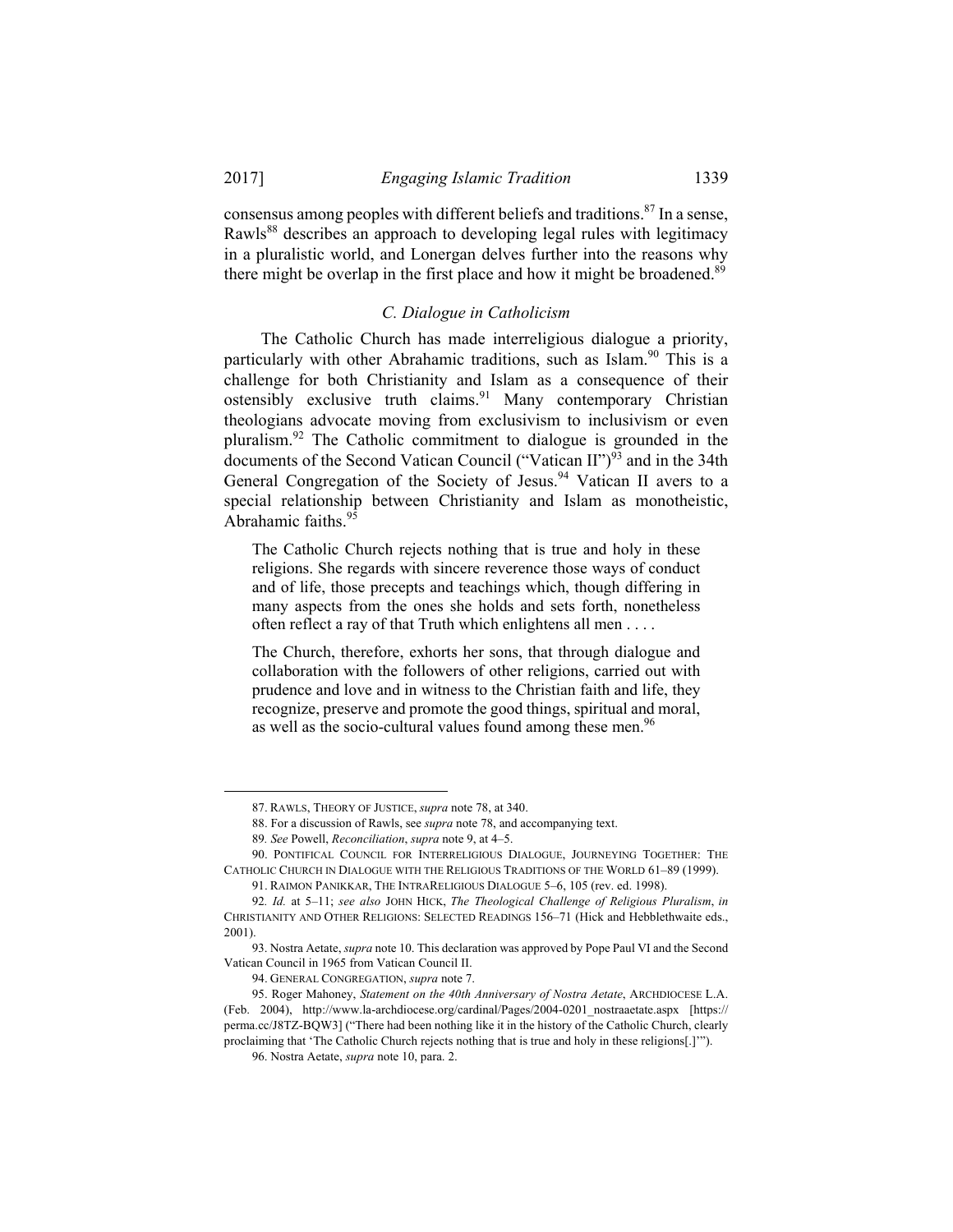consensus among peoples with different beliefs and traditions.[87] In a sense, Rawls[88] describes an approach to developing legal rules with legitimacy in a pluralistic world, and Lonergan delves further into the reasons why there might be overlap in the first place and how it might be broadened.[89]

### *C. Dialogue in Catholicism*

The Catholic Church has made interreligious dialogue a priority, particularly with other Abrahamic traditions, such as Islam.[90] This is a challenge for both Christianity and Islam as a consequence of their ostensibly exclusive truth claims.[91] Many contemporary Christian theologians advocate moving from exclusivism to inclusivism or even pluralism.[92] The Catholic commitment to dialogue is grounded in the documents of the Second Vatican Council ("Vatican II")[93] and in the 34th General Congregation of the Society of Jesus.[94] Vatican II avers to a special relationship between Christianity and Islam as monotheistic, Abrahamic faiths.[95]

> The Catholic Church rejects nothing that is true and holy in these religions. She regards with sincere reverence those ways of conduct and of life, those precepts and teachings which, though differing in many aspects from the ones she holds and sets forth, nonetheless often reflect a ray of that Truth which enlightens all men . . . .
>
> The Church, therefore, exhorts her sons, that through dialogue and collaboration with the followers of other religions, carried out with prudence and love and in witness to the Christian faith and life, they recognize, preserve and promote the good things, spiritual and moral, as well as the socio-cultural values found among these men.[96]

---

87. RAWLS, THEORY OF JUSTICE, *supra* note 78, at 340.

88. For a discussion of Rawls, see *supra* note 78, and accompanying text.

89. *See* Powell, *Reconciliation*, *supra* note 9, at 4–5.

90. PONTIFICAL COUNCIL FOR INTERRELIGIOUS DIALOGUE, JOURNEYING TOGETHER: THE CATHOLIC CHURCH IN DIALOGUE WITH THE RELIGIOUS TRADITIONS OF THE WORLD 61–89 (1999).

91. RAIMON PANIKKAR, THE INTRARELIGIOUS DIALOGUE 5–6, 105 (rev. ed. 1998).

92. *Id.* at 5–11; *see also* JOHN HICK, *The Theological Challenge of Religious Pluralism*, *in* CHRISTIANITY AND OTHER RELIGIONS: SELECTED READINGS 156–71 (Hick and Hebblethwaite eds., 2001).

93. Nostra Aetate, *supra* note 10. This declaration was approved by Pope Paul VI and the Second Vatican Council in 1965 from Vatican Council II.

94. GENERAL CONGREGATION, *supra* note 7.

95. Roger Mahoney, *Statement on the 40th Anniversary of Nostra Aetate*, ARCHDIOCESE L.A. (Feb. 2004), http://www.la-archdiocese.org/cardinal/Pages/2004-0201_nostraaetate.aspx [https://perma.cc/J8TZ-BQW3] ("There had been nothing like it in the history of the Catholic Church, clearly proclaiming that 'The Catholic Church rejects nothing that is true and holy in these religions[.]'").

96. Nostra Aetate, *supra* note 10, para. 2.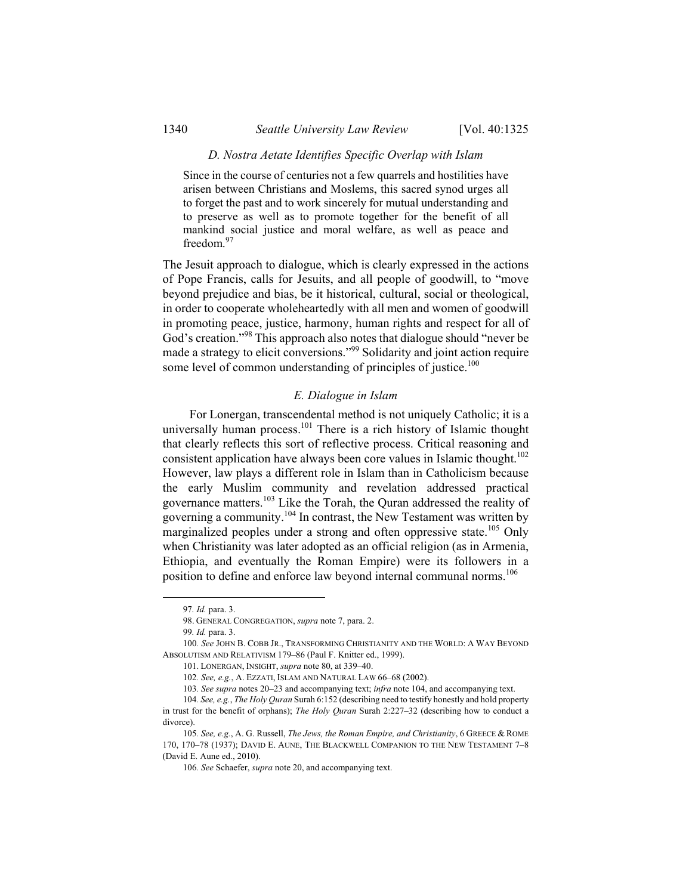### *D. Nostra Aetate Identifies Specific Overlap with Islam*

> Since in the course of centuries not a few quarrels and hostilities have arisen between Christians and Moslems, this sacred synod urges all to forget the past and to work sincerely for mutual understanding and to preserve as well as to promote together for the benefit of all mankind social justice and moral welfare, as well as peace and freedom.[97]

The Jesuit approach to dialogue, which is clearly expressed in the actions of Pope Francis, calls for Jesuits, and all people of goodwill, to "move beyond prejudice and bias, be it historical, cultural, social or theological, in order to cooperate wholeheartedly with all men and women of goodwill in promoting peace, justice, harmony, human rights and respect for all of God's creation."[98] This approach also notes that dialogue should "never be made a strategy to elicit conversions."[99] Solidarity and joint action require some level of common understanding of principles of justice.[100]

### *E. Dialogue in Islam*

For Lonergan, transcendental method is not uniquely Catholic; it is a universally human process.[101] There is a rich history of Islamic thought that clearly reflects this sort of reflective process. Critical reasoning and consistent application have always been core values in Islamic thought.[102] However, law plays a different role in Islam than in Catholicism because the early Muslim community and revelation addressed practical governance matters.[103] Like the Torah, the Quran addressed the reality of governing a community.[104] In contrast, the New Testament was written by marginalized peoples under a strong and often oppressive state.[105] Only when Christianity was later adopted as an official religion (as in Armenia, Ethiopia, and eventually the Roman Empire) were its followers in a position to define and enforce law beyond internal communal norms.[106]

---

97. *Id.* para. 3.

98. GENERAL CONGREGATION, *supra* note 7, para. 2.

99. *Id.* para. 3.

100. *See* JOHN B. COBB JR., TRANSFORMING CHRISTIANITY AND THE WORLD: A WAY BEYOND ABSOLUTISM AND RELATIVISM 179–86 (Paul F. Knitter ed., 1999).

101. LONERGAN, INSIGHT, *supra* note 80, at 339–40.

102. *See, e.g.*, A. EZZATI, ISLAM AND NATURAL LAW 66–68 (2002).

103. *See supra* notes 20–23 and accompanying text; *infra* note 104, and accompanying text.

104. *See, e.g.*, *The Holy Quran* Surah 6:152 (describing need to testify honestly and hold property in trust for the benefit of orphans); *The Holy Quran* Surah 2:227–32 (describing how to conduct a divorce).

105. *See, e.g.*, A. G. Russell, *The Jews, the Roman Empire, and Christianity*, 6 GREECE & ROME 170, 170–78 (1937); DAVID E. AUNE, THE BLACKWELL COMPANION TO THE NEW TESTAMENT 7–8 (David E. Aune ed., 2010).

106. *See* Schaefer, *supra* note 20, and accompanying text.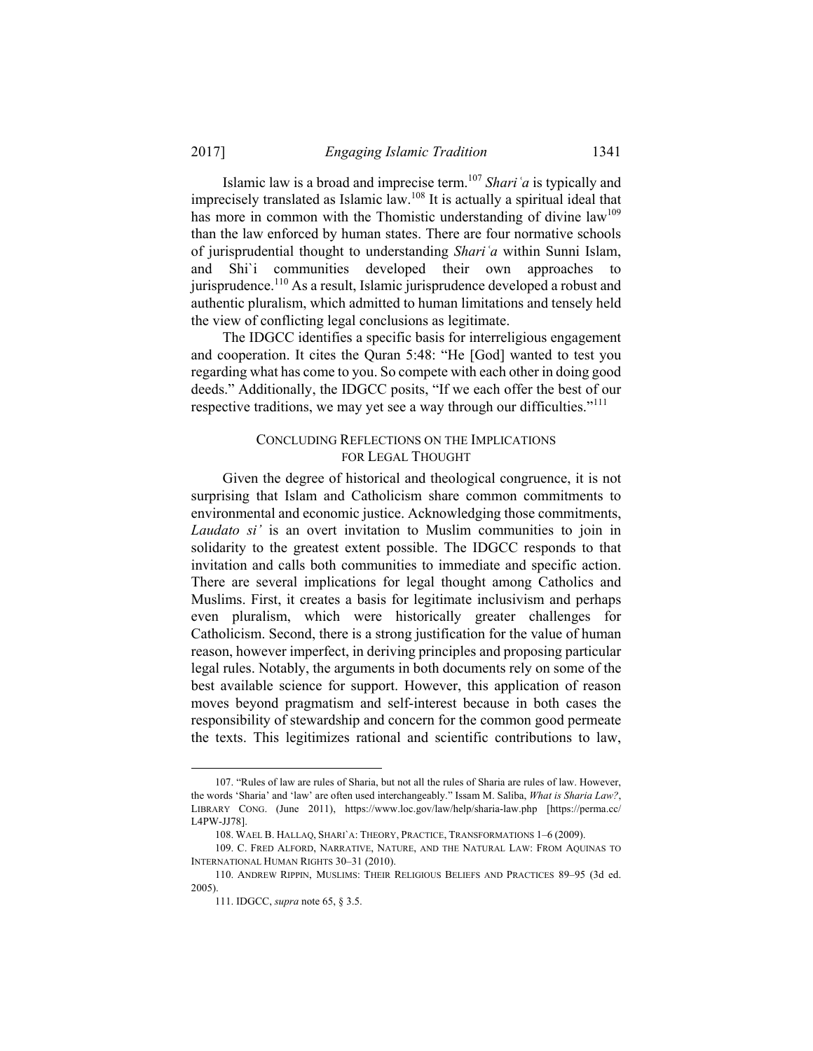Islamic law is a broad and imprecise term.[107] *Shariʿa* is typically and imprecisely translated as Islamic law.[108] It is actually a spiritual ideal that has more in common with the Thomistic understanding of divine law[109] than the law enforced by human states. There are four normative schools of jurisprudential thought to understanding *Shariʿa* within Sunni Islam, and Shi`i communities developed their own approaches to jurisprudence.[110] As a result, Islamic jurisprudence developed a robust and authentic pluralism, which admitted to human limitations and tensely held the view of conflicting legal conclusions as legitimate.

The IDGCC identifies a specific basis for interreligious engagement and cooperation. It cites the Quran 5:48: "He [God] wanted to test you regarding what has come to you. So compete with each other in doing good deeds." Additionally, the IDGCC posits, "If we each offer the best of our respective traditions, we may yet see a way through our difficulties."[111]

## CONCLUDING REFLECTIONS ON THE IMPLICATIONS FOR LEGAL THOUGHT

Given the degree of historical and theological congruence, it is not surprising that Islam and Catholicism share common commitments to environmental and economic justice. Acknowledging those commitments, *Laudato si'* is an overt invitation to Muslim communities to join in solidarity to the greatest extent possible. The IDGCC responds to that invitation and calls both communities to immediate and specific action. There are several implications for legal thought among Catholics and Muslims. First, it creates a basis for legitimate inclusivism and perhaps even pluralism, which were historically greater challenges for Catholicism. Second, there is a strong justification for the value of human reason, however imperfect, in deriving principles and proposing particular legal rules. Notably, the arguments in both documents rely on some of the best available science for support. However, this application of reason moves beyond pragmatism and self-interest because in both cases the responsibility of stewardship and concern for the common good permeate the texts. This legitimizes rational and scientific contributions to law,

---

107. "Rules of law are rules of Sharia, but not all the rules of Sharia are rules of law. However, the words 'Sharia' and 'law' are often used interchangeably." Issam M. Saliba, *What is Sharia Law?*, LIBRARY CONG. (June 2011), https://www.loc.gov/law/help/sharia-law.php [https://perma.cc/L4PW-JJ78].

108. WAEL B. HALLAQ, SHARI`A: THEORY, PRACTICE, TRANSFORMATIONS 1–6 (2009).

109. C. FRED ALFORD, NARRATIVE, NATURE, AND THE NATURAL LAW: FROM AQUINAS TO INTERNATIONAL HUMAN RIGHTS 30–31 (2010).

110. ANDREW RIPPIN, MUSLIMS: THEIR RELIGIOUS BELIEFS AND PRACTICES 89–95 (3d ed. 2005).

111. IDGCC, *supra* note 65, § 3.5.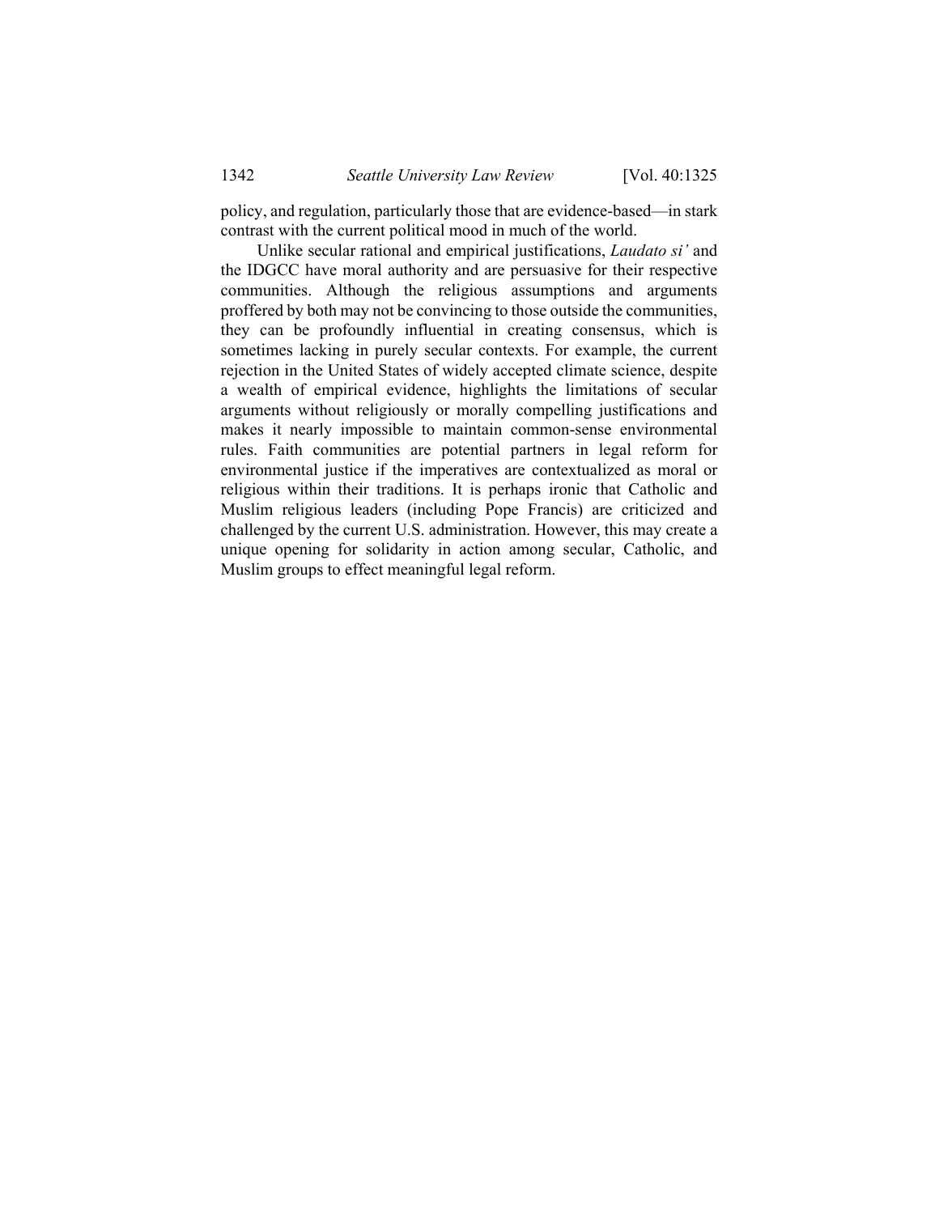policy, and regulation, particularly those that are evidence-based—in stark contrast with the current political mood in much of the world.

Unlike secular rational and empirical justifications, *Laudato si'* and the IDGCC have moral authority and are persuasive for their respective communities. Although the religious assumptions and arguments proffered by both may not be convincing to those outside the communities, they can be profoundly influential in creating consensus, which is sometimes lacking in purely secular contexts. For example, the current rejection in the United States of widely accepted climate science, despite a wealth of empirical evidence, highlights the limitations of secular arguments without religiously or morally compelling justifications and makes it nearly impossible to maintain common-sense environmental rules. Faith communities are potential partners in legal reform for environmental justice if the imperatives are contextualized as moral or religious within their traditions. It is perhaps ironic that Catholic and Muslim religious leaders (including Pope Francis) are criticized and challenged by the current U.S. administration. However, this may create a unique opening for solidarity in action among secular, Catholic, and Muslim groups to effect meaningful legal reform.